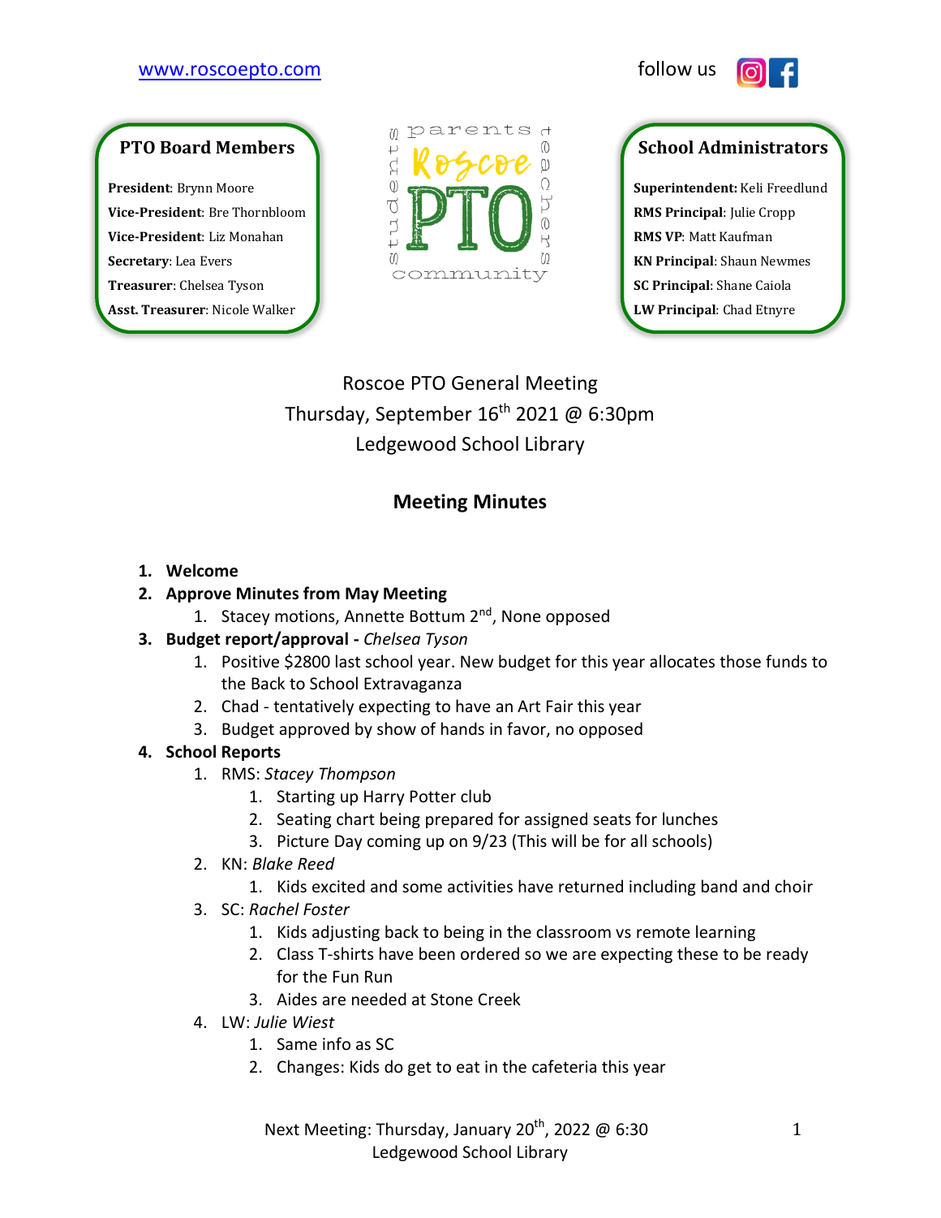www.roscoepto.com

follow us

**PTO Board Members**

**President**: Brynn Moore
**Vice-President**: Bre Thornbloom
**Vice-President**: Liz Monahan
**Secretary**: Lea Evers
**Treasurer**: Chelsea Tyson
**Asst. Treasurer**: Nicole Walker

parents teachers students community
Roscoe PTO

**School Administrators**

**Superintendent:** Keli Freedlund
**RMS Principal**: Julie Cropp
**RMS VP**: Matt Kaufman
**KN Principal**: Shaun Newmes
**SC Principal**: Shane Caiola
**LW Principal**: Chad Etnyre

Roscoe PTO General Meeting
Thursday, September 16th 2021 @ 6:30pm
Ledgewood School Library

## Meeting Minutes

1. **Welcome**
2. **Approve Minutes from May Meeting**
   1. Stacey motions, Annette Bottum 2nd, None opposed
3. **Budget report/approval -** *Chelsea Tyson*
   1. Positive $2800 last school year. New budget for this year allocates those funds to the Back to School Extravaganza
   2. Chad - tentatively expecting to have an Art Fair this year
   3. Budget approved by show of hands in favor, no opposed
4. **School Reports**
   1. RMS: *Stacey Thompson*
      1. Starting up Harry Potter club
      2. Seating chart being prepared for assigned seats for lunches
      3. Picture Day coming up on 9/23 (This will be for all schools)
   2. KN: *Blake Reed*
      1. Kids excited and some activities have returned including band and choir
   3. SC: *Rachel Foster*
      1. Kids adjusting back to being in the classroom vs remote learning
      2. Class T-shirts have been ordered so we are expecting these to be ready for the Fun Run
      3. Aides are needed at Stone Creek
   4. LW: *Julie Wiest*
      1. Same info as SC
      2. Changes: Kids do get to eat in the cafeteria this year

Next Meeting: Thursday, January 20th, 2022 @ 6:30
Ledgewood School Library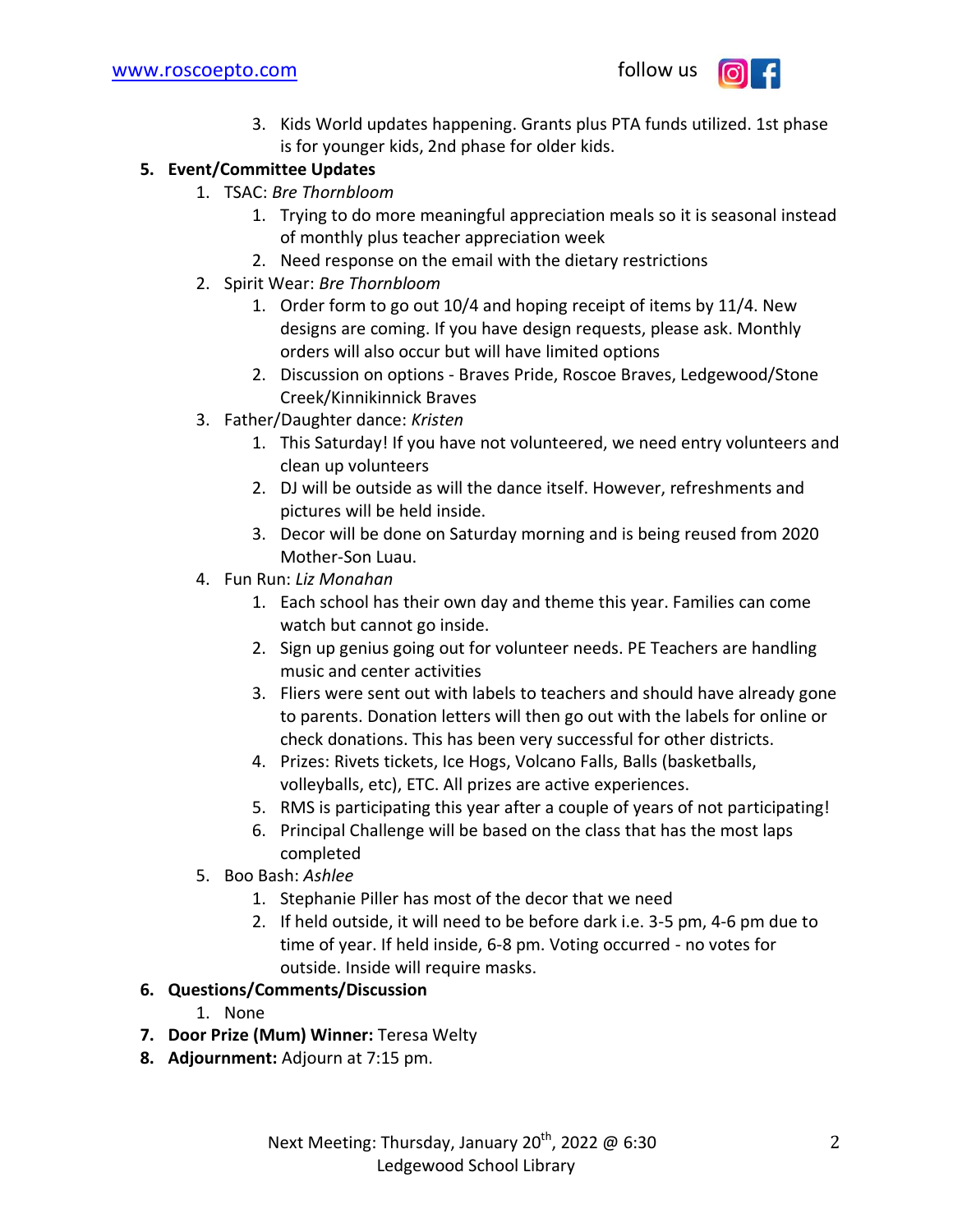3. Kids World updates happening. Grants plus PTA funds utilized. 1st phase is for younger kids, 2nd phase for older kids.

5. **Event/Committee Updates**
    1. TSAC: *Bre Thornbloom*
        1. Trying to do more meaningful appreciation meals so it is seasonal instead of monthly plus teacher appreciation week
        2. Need response on the email with the dietary restrictions
    2. Spirit Wear: *Bre Thornbloom*
        1. Order form to go out 10/4 and hoping receipt of items by 11/4. New designs are coming. If you have design requests, please ask. Monthly orders will also occur but will have limited options
        2. Discussion on options - Braves Pride, Roscoe Braves, Ledgewood/Stone Creek/Kinnikinnick Braves
    3. Father/Daughter dance: *Kristen*
        1. This Saturday! If you have not volunteered, we need entry volunteers and clean up volunteers
        2. DJ will be outside as will the dance itself. However, refreshments and pictures will be held inside.
        3. Decor will be done on Saturday morning and is being reused from 2020 Mother-Son Luau.
    4. Fun Run: *Liz Monahan*
        1. Each school has their own day and theme this year. Families can come watch but cannot go inside.
        2. Sign up genius going out for volunteer needs. PE Teachers are handling music and center activities
        3. Fliers were sent out with labels to teachers and should have already gone to parents. Donation letters will then go out with the labels for online or check donations. This has been very successful for other districts.
        4. Prizes: Rivets tickets, Ice Hogs, Volcano Falls, Balls (basketballs, volleyballs, etc), ETC. All prizes are active experiences.
        5. RMS is participating this year after a couple of years of not participating!
        6. Principal Challenge will be based on the class that has the most laps completed
    5. Boo Bash: *Ashlee*
        1. Stephanie Piller has most of the decor that we need
        2. If held outside, it will need to be before dark i.e. 3-5 pm, 4-6 pm due to time of year. If held inside, 6-8 pm. Voting occurred - no votes for outside. Inside will require masks.
6. **Questions/Comments/Discussion**
    1. None
7. **Door Prize (Mum) Winner:** Teresa Welty
8. **Adjournment:** Adjourn at 7:15 pm.

Next Meeting: Thursday, January 20th, 2022 @ 6:30
Ledgewood School Library